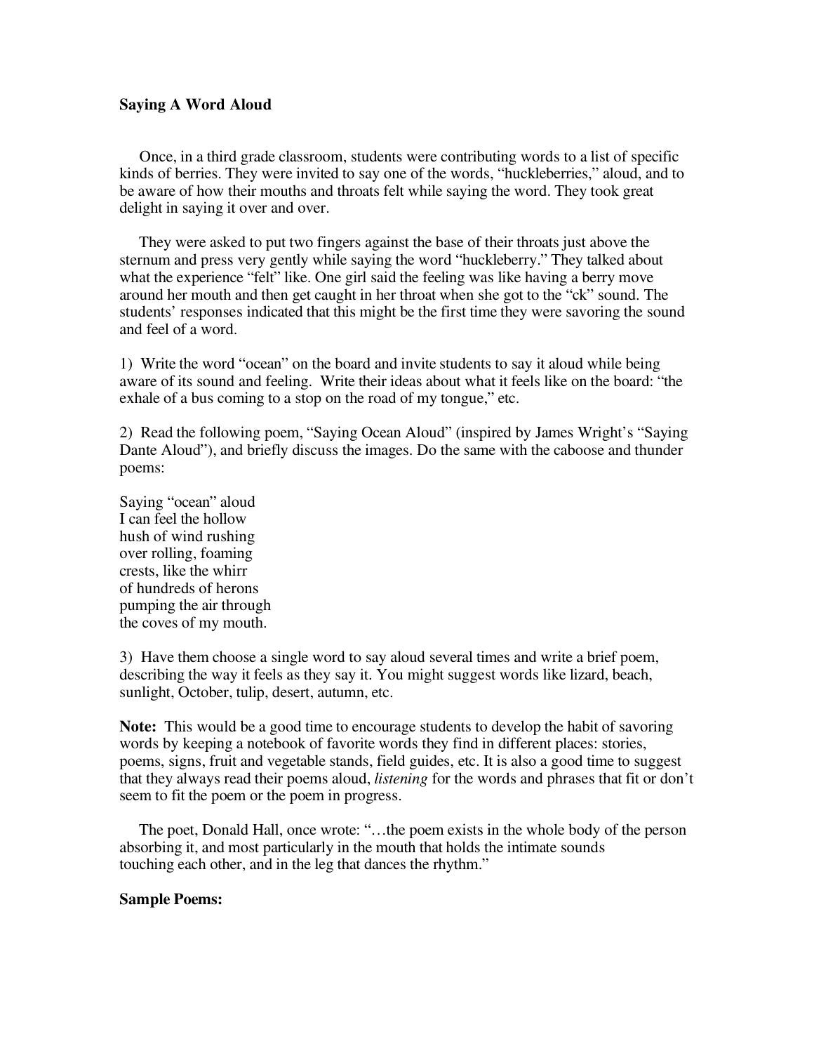## Saying A Word Aloud

Once, in a third grade classroom, students were contributing words to a list of specific kinds of berries. They were invited to say one of the words, "huckleberries," aloud, and to be aware of how their mouths and throats felt while saying the word. They took great delight in saying it over and over.

They were asked to put two fingers against the base of their throats just above the sternum and press very gently while saying the word "huckleberry." They talked about what the experience "felt" like. One girl said the feeling was like having a berry move around her mouth and then get caught in her throat when she got to the "ck" sound. The students' responses indicated that this might be the first time they were savoring the sound and feel of a word.

1) Write the word "ocean" on the board and invite students to say it aloud while being aware of its sound and feeling. Write their ideas about what it feels like on the board: "the exhale of a bus coming to a stop on the road of my tongue," etc.

2) Read the following poem, "Saying Ocean Aloud" (inspired by James Wright's "Saying Dante Aloud"), and briefly discuss the images. Do the same with the caboose and thunder poems:

Saying "ocean" aloud  
I can feel the hollow  
hush of wind rushing  
over rolling, foaming  
crests, like the whirr  
of hundreds of herons  
pumping the air through  
the coves of my mouth.

3) Have them choose a single word to say aloud several times and write a brief poem, describing the way it feels as they say it. You might suggest words like lizard, beach, sunlight, October, tulip, desert, autumn, etc.

**Note:** This would be a good time to encourage students to develop the habit of savoring words by keeping a notebook of favorite words they find in different places: stories, poems, signs, fruit and vegetable stands, field guides, etc. It is also a good time to suggest that they always read their poems aloud, *listening* for the words and phrases that fit or don't seem to fit the poem or the poem in progress.

The poet, Donald Hall, once wrote: "…the poem exists in the whole body of the person absorbing it, and most particularly in the mouth that holds the intimate sounds touching each other, and in the leg that dances the rhythm."

**Sample Poems:**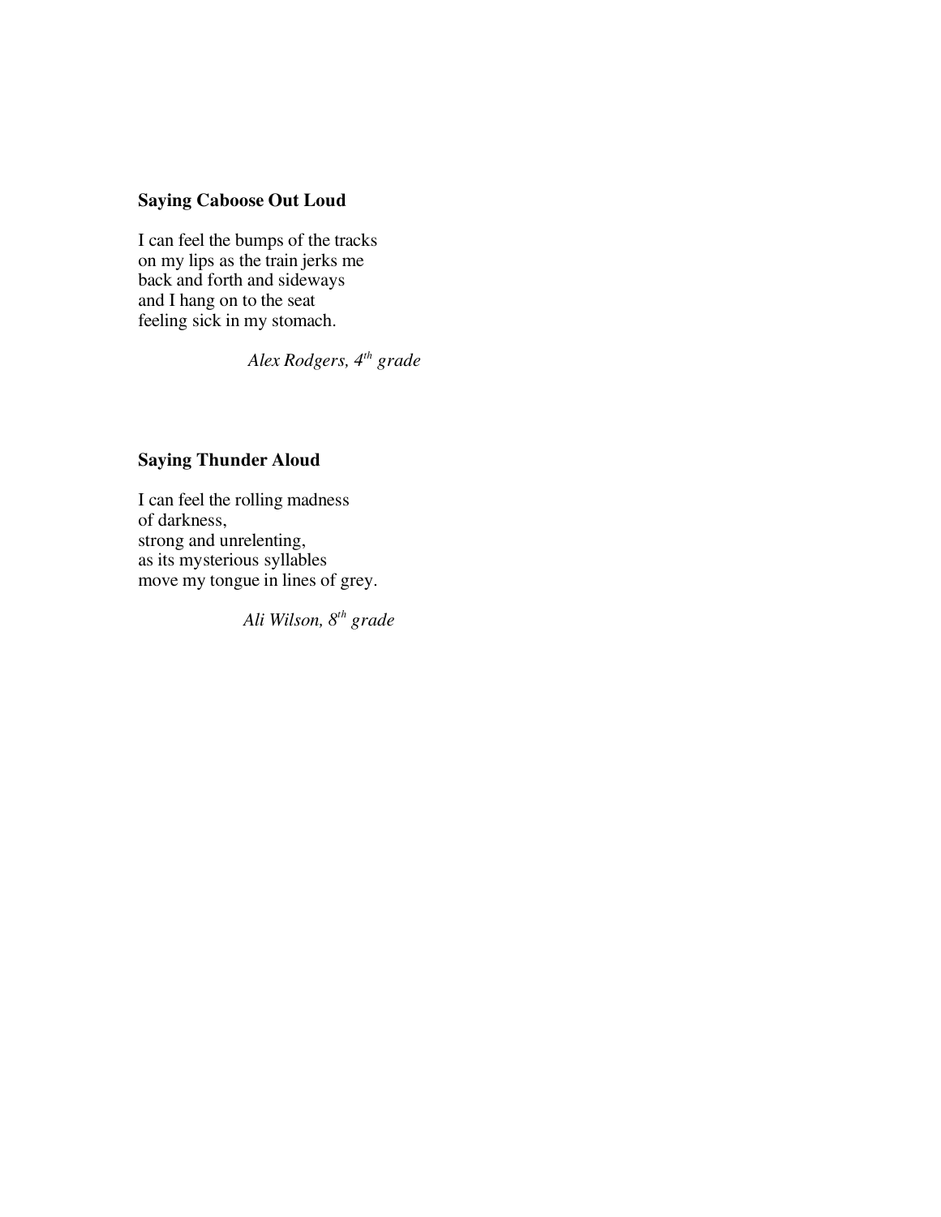**Saying Caboose Out Loud**

I can feel the bumps of the tracks  
on my lips as the train jerks me  
back and forth and sideways  
and I hang on to the seat  
feeling sick in my stomach.

*Alex Rodgers, 4th grade*

**Saying Thunder Aloud**

I can feel the rolling madness  
of darkness,  
strong and unrelenting,  
as its mysterious syllables  
move my tongue in lines of grey.

*Ali Wilson, 8th grade*